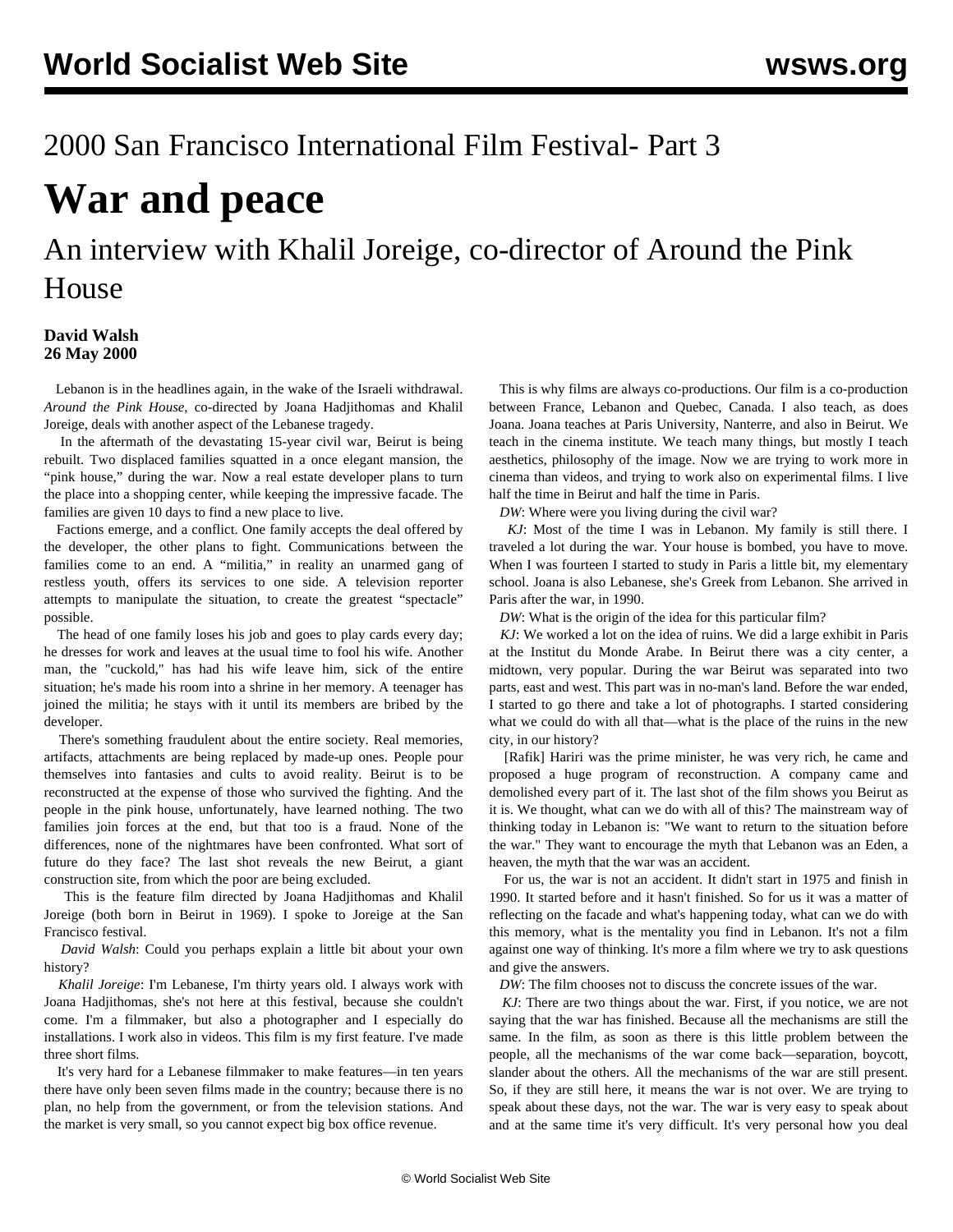# 2000 San Francisco International Film Festival- Part 3

# War and peace

## An interview with Khalil Joreige, co-director of Around the Pink House

**David Walsh**
**26 May 2000**

Lebanon is in the headlines again, in the wake of the Israeli withdrawal. *Around the Pink House*, co-directed by Joana Hadjithomas and Khalil Joreige, deals with another aspect of the Lebanese tragedy.

In the aftermath of the devastating 15-year civil war, Beirut is being rebuilt. Two displaced families squatted in a once elegant mansion, the "pink house," during the war. Now a real estate developer plans to turn the place into a shopping center, while keeping the impressive facade. The families are given 10 days to find a new place to live.

Factions emerge, and a conflict. One family accepts the deal offered by the developer, the other plans to fight. Communications between the families come to an end. A "militia," in reality an unarmed gang of restless youth, offers its services to one side. A television reporter attempts to manipulate the situation, to create the greatest "spectacle" possible.

The head of one family loses his job and goes to play cards every day; he dresses for work and leaves at the usual time to fool his wife. Another man, the "cuckold," has had his wife leave him, sick of the entire situation; he's made his room into a shrine in her memory. A teenager has joined the militia; he stays with it until its members are bribed by the developer.

There's something fraudulent about the entire society. Real memories, artifacts, attachments are being replaced by made-up ones. People pour themselves into fantasies and cults to avoid reality. Beirut is to be reconstructed at the expense of those who survived the fighting. And the people in the pink house, unfortunately, have learned nothing. The two families join forces at the end, but that too is a fraud. None of the differences, none of the nightmares have been confronted. What sort of future do they face? The last shot reveals the new Beirut, a giant construction site, from which the poor are being excluded.

This is the feature film directed by Joana Hadjithomas and Khalil Joreige (both born in Beirut in 1969). I spoke to Joreige at the San Francisco festival.

*David Walsh*: Could you perhaps explain a little bit about your own history?

*Khalil Joreige*: I'm Lebanese, I'm thirty years old. I always work with Joana Hadjithomas, she's not here at this festival, because she couldn't come. I'm a filmmaker, but also a photographer and I especially do installations. I work also in videos. This film is my first feature. I've made three short films.

It's very hard for a Lebanese filmmaker to make features—in ten years there have only been seven films made in the country; because there is no plan, no help from the government, or from the television stations. And the market is very small, so you cannot expect big box office revenue.

This is why films are always co-productions. Our film is a co-production between France, Lebanon and Quebec, Canada. I also teach, as does Joana. Joana teaches at Paris University, Nanterre, and also in Beirut. We teach in the cinema institute. We teach many things, but mostly I teach aesthetics, philosophy of the image. Now we are trying to work more in cinema than videos, and trying to work also on experimental films. I live half the time in Beirut and half the time in Paris.

*DW*: Where were you living during the civil war?

*KJ*: Most of the time I was in Lebanon. My family is still there. I traveled a lot during the war. Your house is bombed, you have to move. When I was fourteen I started to study in Paris a little bit, my elementary school. Joana is also Lebanese, she's Greek from Lebanon. She arrived in Paris after the war, in 1990.

*DW*: What is the origin of the idea for this particular film?

*KJ*: We worked a lot on the idea of ruins. We did a large exhibit in Paris at the Institut du Monde Arabe. In Beirut there was a city center, a midtown, very popular. During the war Beirut was separated into two parts, east and west. This part was in no-man's land. Before the war ended, I started to go there and take a lot of photographs. I started considering what we could do with all that—what is the place of the ruins in the new city, in our history?

[Rafik] Hariri was the prime minister, he was very rich, he came and proposed a huge program of reconstruction. A company came and demolished every part of it. The last shot of the film shows you Beirut as it is. We thought, what can we do with all of this? The mainstream way of thinking today in Lebanon is: "We want to return to the situation before the war." They want to encourage the myth that Lebanon was an Eden, a heaven, the myth that the war was an accident.

For us, the war is not an accident. It didn't start in 1975 and finish in 1990. It started before and it hasn't finished. So for us it was a matter of reflecting on the facade and what's happening today, what can we do with this memory, what is the mentality you find in Lebanon. It's not a film against one way of thinking. It's more a film where we try to ask questions and give the answers.

*DW*: The film chooses not to discuss the concrete issues of the war.

*KJ*: There are two things about the war. First, if you notice, we are not saying that the war has finished. Because all the mechanisms are still the same. In the film, as soon as there is this little problem between the people, all the mechanisms of the war come back—separation, boycott, slander about the others. All the mechanisms of the war are still present. So, if they are still here, it means the war is not over. We are trying to speak about these days, not the war. The war is very easy to speak about and at the same time it's very difficult. It's very personal how you deal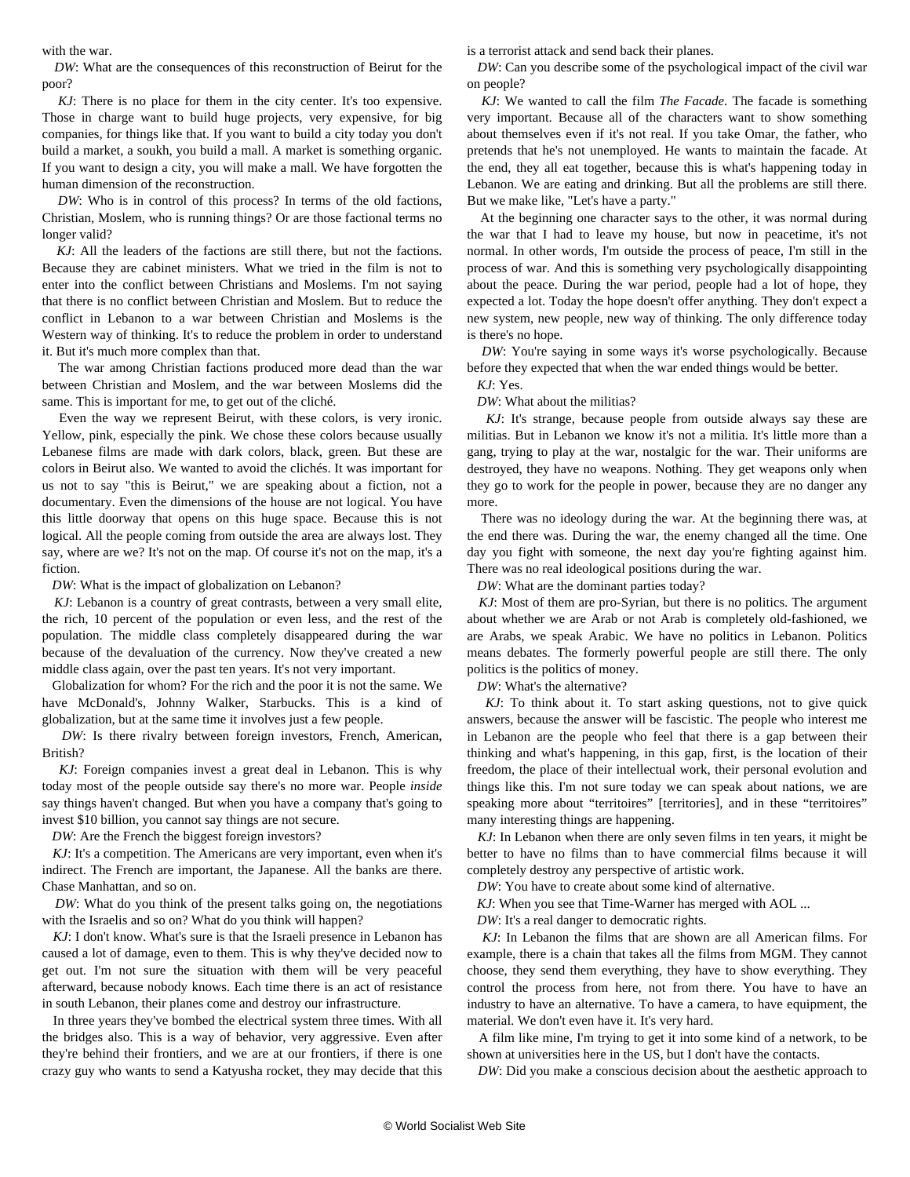with the war.

*DW*: What are the consequences of this reconstruction of Beirut for the poor?

*KJ*: There is no place for them in the city center. It's too expensive. Those in charge want to build huge projects, very expensive, for big companies, for things like that. If you want to build a city today you don't build a market, a soukh, you build a mall. A market is something organic. If you want to design a city, you will make a mall. We have forgotten the human dimension of the reconstruction.

*DW*: Who is in control of this process? In terms of the old factions, Christian, Moslem, who is running things? Or are those factional terms no longer valid?

*KJ*: All the leaders of the factions are still there, but not the factions. Because they are cabinet ministers. What we tried in the film is not to enter into the conflict between Christians and Moslems. I'm not saying that there is no conflict between Christian and Moslem. But to reduce the conflict in Lebanon to a war between Christian and Moslems is the Western way of thinking. It's to reduce the problem in order to understand it. But it's much more complex than that.

The war among Christian factions produced more dead than the war between Christian and Moslem, and the war between Moslems did the same. This is important for me, to get out of the cliché.

Even the way we represent Beirut, with these colors, is very ironic. Yellow, pink, especially the pink. We chose these colors because usually Lebanese films are made with dark colors, black, green. But these are colors in Beirut also. We wanted to avoid the clichés. It was important for us not to say "this is Beirut," we are speaking about a fiction, not a documentary. Even the dimensions of the house are not logical. You have this little doorway that opens on this huge space. Because this is not logical. All the people coming from outside the area are always lost. They say, where are we? It's not on the map. Of course it's not on the map, it's a fiction.

*DW*: What is the impact of globalization on Lebanon?

*KJ*: Lebanon is a country of great contrasts, between a very small elite, the rich, 10 percent of the population or even less, and the rest of the population. The middle class completely disappeared during the war because of the devaluation of the currency. Now they've created a new middle class again, over the past ten years. It's not very important.

Globalization for whom? For the rich and the poor it is not the same. We have McDonald's, Johnny Walker, Starbucks. This is a kind of globalization, but at the same time it involves just a few people.

*DW*: Is there rivalry between foreign investors, French, American, British?

*KJ*: Foreign companies invest a great deal in Lebanon. This is why today most of the people outside say there's no more war. People *inside* say things haven't changed. But when you have a company that's going to invest $10 billion, you cannot say things are not secure.

*DW*: Are the French the biggest foreign investors?

*KJ*: It's a competition. The Americans are very important, even when it's indirect. The French are important, the Japanese. All the banks are there. Chase Manhattan, and so on.

*DW*: What do you think of the present talks going on, the negotiations with the Israelis and so on? What do you think will happen?

*KJ*: I don't know. What's sure is that the Israeli presence in Lebanon has caused a lot of damage, even to them. This is why they've decided now to get out. I'm not sure the situation with them will be very peaceful afterward, because nobody knows. Each time there is an act of resistance in south Lebanon, their planes come and destroy our infrastructure.

In three years they've bombed the electrical system three times. With all the bridges also. This is a way of behavior, very aggressive. Even after they're behind their frontiers, and we are at our frontiers, if there is one crazy guy who wants to send a Katyusha rocket, they may decide that this is a terrorist attack and send back their planes.

*DW*: Can you describe some of the psychological impact of the civil war on people?

*KJ*: We wanted to call the film *The Facade*. The facade is something very important. Because all of the characters want to show something about themselves even if it's not real. If you take Omar, the father, who pretends that he's not unemployed. He wants to maintain the facade. At the end, they all eat together, because this is what's happening today in Lebanon. We are eating and drinking. But all the problems are still there. But we make like, "Let's have a party."

At the beginning one character says to the other, it was normal during the war that I had to leave my house, but now in peacetime, it's not normal. In other words, I'm outside the process of peace, I'm still in the process of war. And this is something very psychologically disappointing about the peace. During the war period, people had a lot of hope, they expected a lot. Today the hope doesn't offer anything. They don't expect a new system, new people, new way of thinking. The only difference today is there's no hope.

*DW*: You're saying in some ways it's worse psychologically. Because before they expected that when the war ended things would be better.

*KJ*: Yes.

*DW*: What about the militias?

*KJ*: It's strange, because people from outside always say these are militias. But in Lebanon we know it's not a militia. It's little more than a gang, trying to play at the war, nostalgic for the war. Their uniforms are destroyed, they have no weapons. Nothing. They get weapons only when they go to work for the people in power, because they are no danger any more.

There was no ideology during the war. At the beginning there was, at the end there was. During the war, the enemy changed all the time. One day you fight with someone, the next day you're fighting against him. There was no real ideological positions during the war.

*DW*: What are the dominant parties today?

*KJ*: Most of them are pro-Syrian, but there is no politics. The argument about whether we are Arab or not Arab is completely old-fashioned, we are Arabs, we speak Arabic. We have no politics in Lebanon. Politics means debates. The formerly powerful people are still there. The only politics is the politics of money.

*DW*: What's the alternative?

*KJ*: To think about it. To start asking questions, not to give quick answers, because the answer will be fascistic. The people who interest me in Lebanon are the people who feel that there is a gap between their thinking and what's happening, in this gap, first, is the location of their freedom, the place of their intellectual work, their personal evolution and things like this. I'm not sure today we can speak about nations, we are speaking more about “territoires” [territories], and in these “territoires” many interesting things are happening.

*KJ*: In Lebanon when there are only seven films in ten years, it might be better to have no films than to have commercial films because it will completely destroy any perspective of artistic work.

*DW*: You have to create about some kind of alternative.

*KJ*: When you see that Time-Warner has merged with AOL ...

*DW*: It's a real danger to democratic rights.

*KJ*: In Lebanon the films that are shown are all American films. For example, there is a chain that takes all the films from MGM. They cannot choose, they send them everything, they have to show everything. They control the process from here, not from there. You have to have an industry to have an alternative. To have a camera, to have equipment, the material. We don't even have it. It's very hard.

A film like mine, I'm trying to get it into some kind of a network, to be shown at universities here in the US, but I don't have the contacts.

*DW*: Did you make a conscious decision about the aesthetic approach to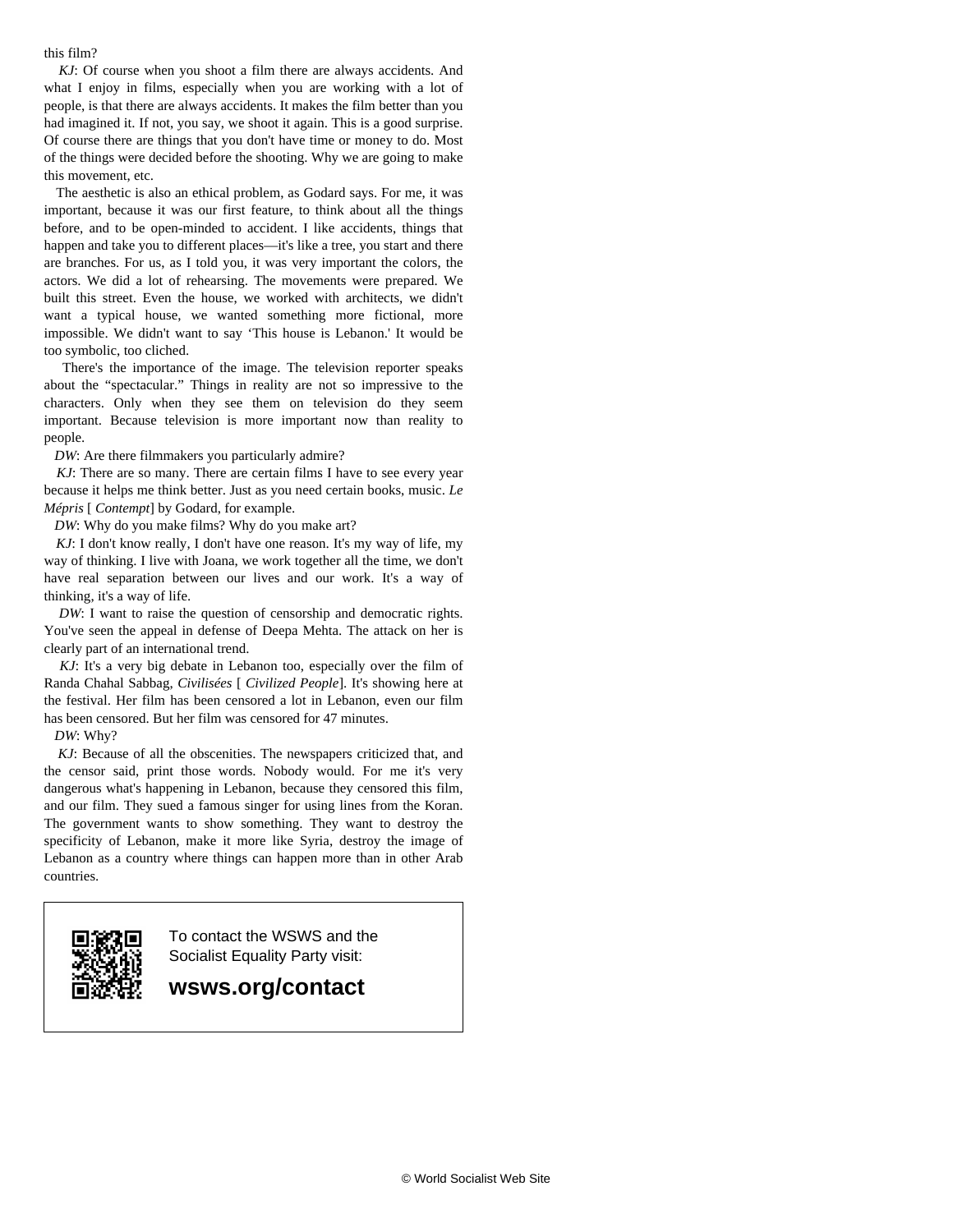this film?

*KJ*: Of course when you shoot a film there are always accidents. And what I enjoy in films, especially when you are working with a lot of people, is that there are always accidents. It makes the film better than you had imagined it. If not, you say, we shoot it again. This is a good surprise. Of course there are things that you don't have time or money to do. Most of the things were decided before the shooting. Why we are going to make this movement, etc.

The aesthetic is also an ethical problem, as Godard says. For me, it was important, because it was our first feature, to think about all the things before, and to be open-minded to accident. I like accidents, things that happen and take you to different places—it's like a tree, you start and there are branches. For us, as I told you, it was very important the colors, the actors. We did a lot of rehearsing. The movements were prepared. We built this street. Even the house, we worked with architects, we didn't want a typical house, we wanted something more fictional, more impossible. We didn't want to say 'This house is Lebanon.' It would be too symbolic, too cliched.

There's the importance of the image. The television reporter speaks about the "spectacular." Things in reality are not so impressive to the characters. Only when they see them on television do they seem important. Because television is more important now than reality to people.

*DW*: Are there filmmakers you particularly admire?

*KJ*: There are so many. There are certain films I have to see every year because it helps me think better. Just as you need certain books, music. *Le Mépris* [ *Contempt*] by Godard, for example.

*DW*: Why do you make films? Why do you make art?

*KJ*: I don't know really, I don't have one reason. It's my way of life, my way of thinking. I live with Joana, we work together all the time, we don't have real separation between our lives and our work. It's a way of thinking, it's a way of life.

*DW*: I want to raise the question of censorship and democratic rights. You've seen the appeal in defense of Deepa Mehta. The attack on her is clearly part of an international trend.

*KJ*: It's a very big debate in Lebanon too, especially over the film of Randa Chahal Sabbag, *Civilisées* [ *Civilized People*]. It's showing here at the festival. Her film has been censored a lot in Lebanon, even our film has been censored. But her film was censored for 47 minutes.

*DW*: Why?

*KJ*: Because of all the obscenities. The newspapers criticized that, and the censor said, print those words. Nobody would. For me it's very dangerous what's happening in Lebanon, because they censored this film, and our film. They sued a famous singer for using lines from the Koran. The government wants to show something. They want to destroy the specificity of Lebanon, make it more like Syria, destroy the image of Lebanon as a country where things can happen more than in other Arab countries.

To contact the WSWS and the Socialist Equality Party visit:

**wsws.org/contact**